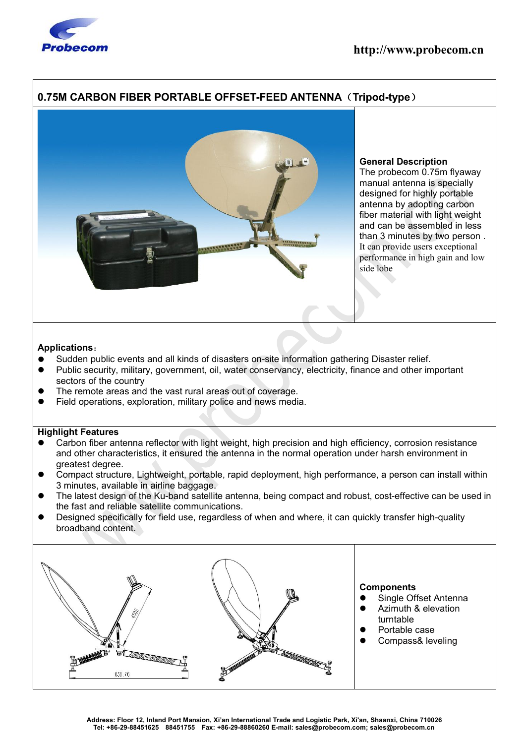# 0.75M CARBON FIBER PORTABLE OFFSET-FEED ANTENNA（Tripod-type）

**General Description**

The probecom 0.75m flyaway manual antenna is specially designed for highly portable antenna by adopting carbon fiber material with light weight and can be assembled in less than 3 minutes by two person . It can provide users exceptional performance in high gain and low side lobe

**Applications**：

- Sudden public events and all kinds of disasters on-site information gathering Disaster relief.
- Public security, military, government, oil, water conservancy, electricity, finance and other important sectors of the country
- The remote areas and the vast rural areas out of coverage.
- Field operations, exploration, military police and news media.

**Highlight Features**

- Carbon fiber antenna reflector with light weight, high precision and high efficiency, corrosion resistance and other characteristics, it ensured the antenna in the normal operation under harsh environment in greatest degree.
- Compact structure, Lightweight, portable, rapid deployment, high performance, a person can install within 3 minutes, available in airline baggage.
- The latest design of the Ku-band satellite antenna, being compact and robust, cost-effective can be used in the fast and reliable satellite communications.
- Designed specifically for field use, regardless of when and where, it can quickly transfer high-quality broadband content.

**Components**

- Single Offset Antenna
- Azimuth & elevation turntable
- Portable case
- Compass& leveling

Address: Floor 12, Inland Port Mansion, Xi'an International Trade and Logistic Park, Xi'an, Shaanxi, China 710026
Tel: +86-29-88451625 88451755 Fax: +86-29-88860260 E-mail: sales@probecom.com; sales@probecom.cn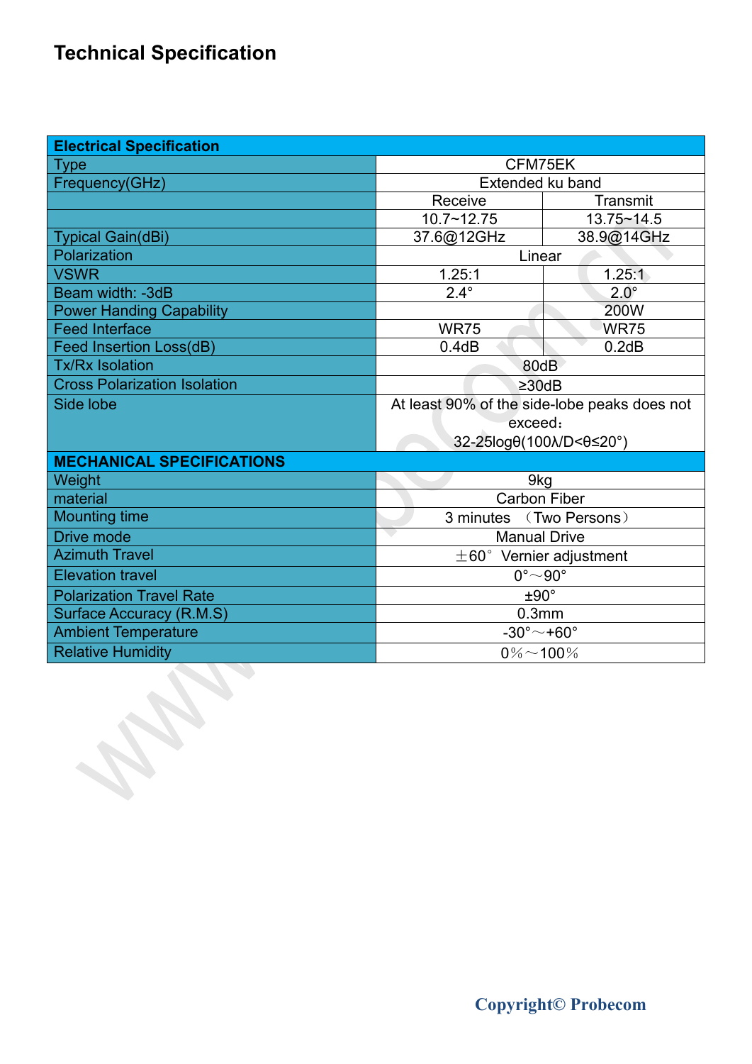## Technical Specification

| | | |
|---|---|---|
| **Electrical Specification** | | |
| Type | CFM75EK | |
| Frequency(GHz) | Extended ku band | |
| | Receive | Transmit |
| | 10.7~12.75 | 13.75~14.5 |
| Typical Gain(dBi) | 37.6@12GHz | 38.9@14GHz |
| Polarization | Linear | |
| VSWR | 1.25:1 | 1.25:1 |
| Beam width: -3dB | 2.4° | 2.0° |
| Power Handing Capability | | 200W |
| Feed Interface | WR75 | WR75 |
| Feed Insertion Loss(dB) | 0.4dB | 0.2dB |
| Tx/Rx Isolation | 80dB | |
| Cross Polarization Isolation | ≥30dB | |
| Side lobe | At least 90% of the side-lobe peaks does not exceed：32-25logθ(100λ/D<θ≤20°) | |
| **MECHANICAL SPECIFICATIONS** | | |
| Weight | 9kg | |
| material | Carbon Fiber | |
| Mounting time | 3 minutes （Two Persons） | |
| Drive mode | Manual Drive | |
| Azimuth Travel | ±60° Vernier adjustment | |
| Elevation travel | 0°～90° | |
| Polarization Travel Rate | ±90° | |
| Surface Accuracy (R.M.S) | 0.3mm | |
| Ambient Temperature | -30°～+60° | |
| Relative Humidity | 0%～100% | |

Copyright© Probecom